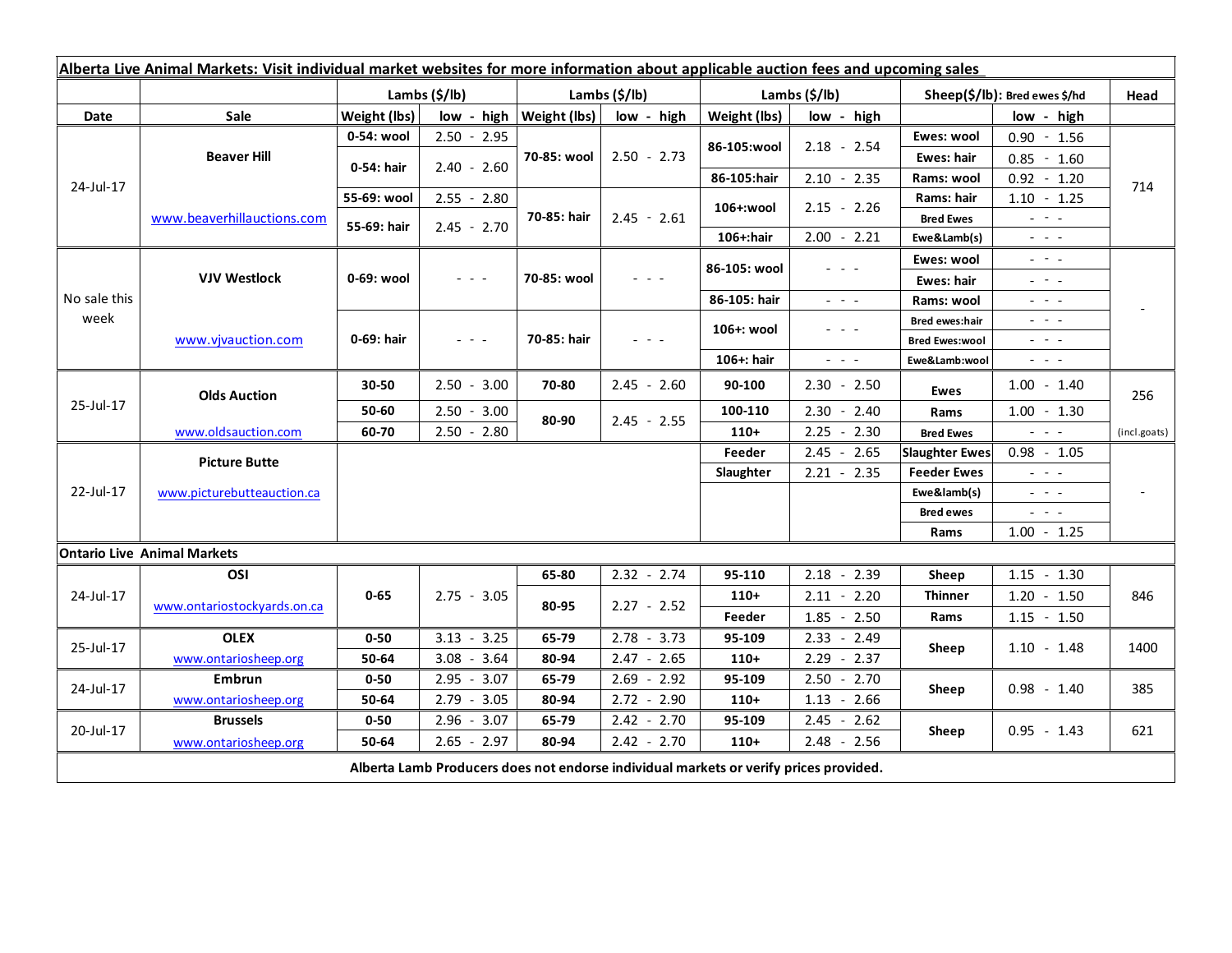| **Alberta Live Animal Markets: Visit individual market websites for more information about applicable auction fees and upcoming sales** | | | | | | | | | | |
|---|---|---|---|---|---|---|---|---|---|---|
| | | **Lambs ($/lb)** | | **Lambs ($/lb)** | | **Lambs ($/lb)** | | **Sheep($/lb): Bred ewes $/hd** | | **Head** |
| **Date** | **Sale** | **Weight (lbs)** | **low - high** | **Weight (lbs)** | **low - high** | **Weight (lbs)** | **low - high** | | **low - high** | |
| 24-Jul-17 | **Beaver Hill** | **0-54: wool** | 2.50 - 2.95 | **70-85: wool** | 2.50 - 2.73 | **86-105:wool** | 2.18 - 2.54 | **Ewes: wool** | 0.90 - 1.56 | 714 |
| | | **0-54: hair** | 2.40 - 2.60 | | | | | **Ewes: hair** | 0.85 - 1.60 | |
| | | | | | | **86-105:hair** | 2.10 - 2.35 | **Rams: wool** | 0.92 - 1.20 | |
| | www.beaverhillauctions.com | **55-69: wool** | 2.55 - 2.80 | **70-85: hair** | 2.45 - 2.61 | **106+:wool** | 2.15 - 2.26 | **Rams: hair** | 1.10 - 1.25 | |
| | | **55-69: hair** | 2.45 - 2.70 | | | | | **Bred Ewes** | - - - | |
| | | | | | | **106+:hair** | 2.00 - 2.21 | **Ewe&Lamb(s)** | - - - | |
| No sale this week | **VJV Westlock** | **0-69: wool** | - - - | **70-85: wool** | - - - | **86-105: wool** | - - - | **Ewes: wool** | - - - | - |
| | | | | | | | | **Ewes: hair** | - - - | |
| | | | | | | **86-105: hair** | - - - | **Rams: wool** | - - - | |
| | www.vjvauction.com | **0-69: hair** | - - - | **70-85: hair** | - - - | **106+: wool** | - - - | **Bred ewes:hair** | - - - | |
| | | | | | | | | **Bred Ewes:wool** | - - - | |
| | | | | | | **106+: hair** | - - - | **Ewe&Lamb:wool** | - - - | |
| 25-Jul-17 | **Olds Auction** | **30-50** | 2.50 - 3.00 | **70-80** | 2.45 - 2.60 | **90-100** | 2.30 - 2.50 | **Ewes** | 1.00 - 1.40 | 256 |
| | | **50-60** | 2.50 - 3.00 | **80-90** | 2.45 - 2.55 | **100-110** | 2.30 - 2.40 | **Rams** | 1.00 - 1.30 | |
| | www.oldsauction.com | **60-70** | 2.50 - 2.80 | | | **110+** | 2.25 - 2.30 | **Bred Ewes** | - - - | (incl.goats) |
| 22-Jul-17 | **Picture Butte** | | | | | **Feeder** | 2.45 - 2.65 | **Slaughter Ewes** | 0.98 - 1.05 | - |
| | www.picturebutteauction.ca | | | | | **Slaughter** | 2.21 - 2.35 | **Feeder Ewes** | - - - | |
| | | | | | | | | **Ewe&lamb(s)** | - - - | |
| | | | | | | | | **Bred ewes** | - - - | |
| | | | | | | | | **Rams** | 1.00 - 1.25 | |
| **Ontario Live Animal Markets** | | | | | | | | | | |
| 24-Jul-17 | **OSI** | **0-65** | 2.75 - 3.05 | **65-80** | 2.32 - 2.74 | **95-110** | 2.18 - 2.39 | **Sheep** | 1.15 - 1.30 | 846 |
| | www.ontariostockyards.on.ca | | | **80-95** | 2.27 - 2.52 | **110+** | 2.11 - 2.20 | **Thinner** | 1.20 - 1.50 | |
| | | | | | | **Feeder** | 1.85 - 2.50 | **Rams** | 1.15 - 1.50 | |
| 25-Jul-17 | **OLEX** | **0-50** | 3.13 - 3.25 | **65-79** | 2.78 - 3.73 | **95-109** | 2.33 - 2.49 | **Sheep** | 1.10 - 1.48 | 1400 |
| | www.ontariosheep.org | **50-64** | 3.08 - 3.64 | **80-94** | 2.47 - 2.65 | **110+** | 2.29 - 2.37 | | | |
| 24-Jul-17 | **Embrun** | **0-50** | 2.95 - 3.07 | **65-79** | 2.69 - 2.92 | **95-109** | 2.50 - 2.70 | **Sheep** | 0.98 - 1.40 | 385 |
| | www.ontariosheep.org | **50-64** | 2.79 - 3.05 | **80-94** | 2.72 - 2.90 | **110+** | 1.13 - 2.66 | | | |
| 20-Jul-17 | **Brussels** | **0-50** | 2.96 - 3.07 | **65-79** | 2.42 - 2.70 | **95-109** | 2.45 - 2.62 | **Sheep** | 0.95 - 1.43 | 621 |
| | www.ontariosheep.org | **50-64** | 2.65 - 2.97 | **80-94** | 2.42 - 2.70 | **110+** | 2.48 - 2.56 | | | |

**Alberta Lamb Producers does not endorse individual markets or verify prices provided.**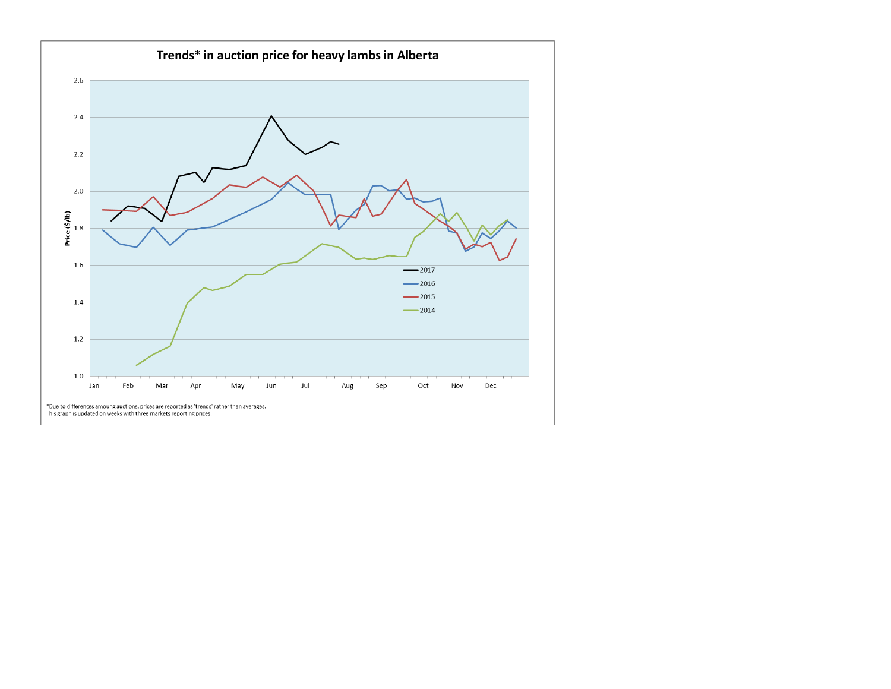## Trends* in auction price for heavy lambs in Alberta

Price ($/lb)

2.6
2.4
2.2
2.0
1.8
1.6
1.4
1.2
1.0

Jan Feb Mar Apr May Jun Jul Aug Sep Oct Nov Dec

2017
2016
2015
2014

*Due to differences amoung auctions, prices are reported as 'trends' rather than averages.
This graph is updated on weeks with three markets reporting prices.